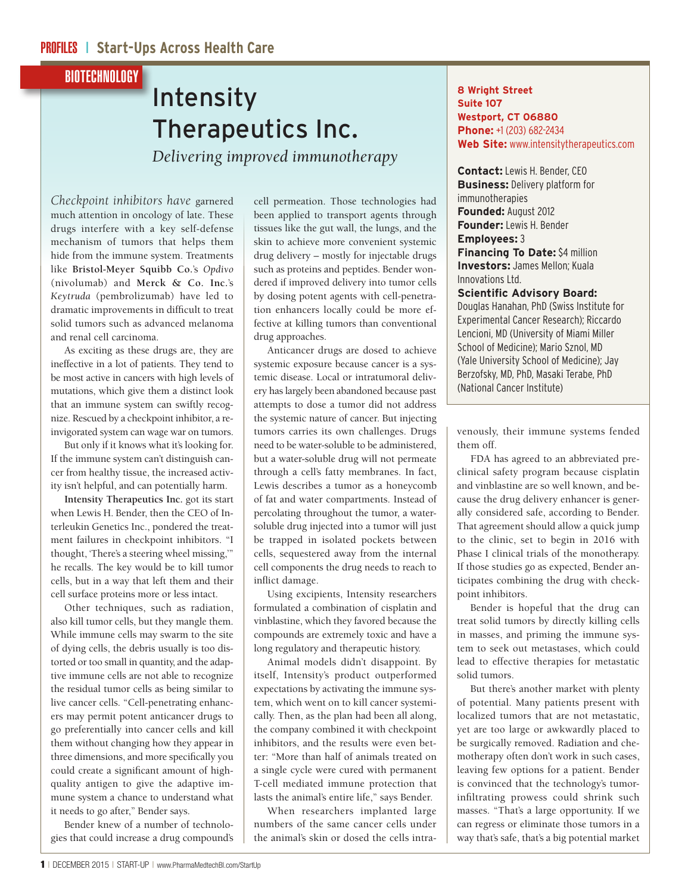PROFILES | Start-Ups Across Health Care

BIOTECHNOLOGY

# Intensity Therapeutics Inc.

*Delivering improved immunotherapy*

**8 Wright Street**
**Suite 107**
**Westport, CT 06880**
**Phone:** +1 (203) 682-2434
**Web Site:** www.intensitytherapeutics.com

**Contact:** Lewis H. Bender, CEO
**Business:** Delivery platform for immunotherapies
**Founded:** August 2012
**Founder:** Lewis H. Bender
**Employees:** 3
**Financing To Date:** $4 million
**Investors:** James Mellon; Kuala Innovations Ltd.
**Scientific Advisory Board:** Douglas Hanahan, PhD (Swiss Institute for Experimental Cancer Research); Riccardo Lencioni, MD (University of Miami Miller School of Medicine); Mario Sznol, MD (Yale University School of Medicine); Jay Berzofsky, MD, PhD, Masaki Terabe, PhD (National Cancer Institute)

*Checkpoint inhibitors have* garnered much attention in oncology of late. These drugs interfere with a key self-defense mechanism of tumors that helps them hide from the immune system. Treatments like **Bristol-Meyer Squibb Co.**'s *Opdivo* (nivolumab) and **Merck & Co. Inc.**'s *Keytruda* (pembrolizumab) have led to dramatic improvements in difficult to treat solid tumors such as advanced melanoma and renal cell carcinoma.

As exciting as these drugs are, they are ineffective in a lot of patients. They tend to be most active in cancers with high levels of mutations, which give them a distinct look that an immune system can swiftly recognize. Rescued by a checkpoint inhibitor, a reinvigorated system can wage war on tumors.

But only if it knows what it's looking for. If the immune system can't distinguish cancer from healthy tissue, the increased activity isn't helpful, and can potentially harm.

**Intensity Therapeutics Inc.** got its start when Lewis H. Bender, then the CEO of Interleukin Genetics Inc., pondered the treatment failures in checkpoint inhibitors. "I thought, 'There's a steering wheel missing,'" he recalls. The key would be to kill tumor cells, but in a way that left them and their cell surface proteins more or less intact.

Other techniques, such as radiation, also kill tumor cells, but they mangle them. While immune cells may swarm to the site of dying cells, the debris usually is too distorted or too small in quantity, and the adaptive immune cells are not able to recognize the residual tumor cells as being similar to live cancer cells. "Cell-penetrating enhancers may permit potent anticancer drugs to go preferentially into cancer cells and kill them without changing how they appear in three dimensions, and more specifically you could create a significant amount of high-quality antigen to give the adaptive immune system a chance to understand what it needs to go after," Bender says.

Bender knew of a number of technologies that could increase a drug compound's cell permeation. Those technologies had been applied to transport agents through tissues like the gut wall, the lungs, and the skin to achieve more convenient systemic drug delivery – mostly for injectable drugs such as proteins and peptides. Bender wondered if improved delivery into tumor cells by dosing potent agents with cell-penetration enhancers locally could be more effective at killing tumors than conventional drug approaches.

Anticancer drugs are dosed to achieve systemic exposure because cancer is a systemic disease. Local or intratumoral delivery has largely been abandoned because past attempts to dose a tumor did not address the systemic nature of cancer. But injecting tumors carries its own challenges. Drugs need to be water-soluble to be administered, but a water-soluble drug will not permeate through a cell's fatty membranes. In fact, Lewis describes a tumor as a honeycomb of fat and water compartments. Instead of percolating throughout the tumor, a water-soluble drug injected into a tumor will just be trapped in isolated pockets between cells, sequestered away from the internal cell components the drug needs to reach to inflict damage.

Using excipients, Intensity researchers formulated a combination of cisplatin and vinblastine, which they favored because the compounds are extremely toxic and have a long regulatory and therapeutic history.

Animal models didn't disappoint. By itself, Intensity's product outperformed expectations by activating the immune system, which went on to kill cancer systemically. Then, as the plan had been all along, the company combined it with checkpoint inhibitors, and the results were even better: "More than half of animals treated on a single cycle were cured with permanent T-cell mediated immune protection that lasts the animal's entire life," says Bender.

When researchers implanted large numbers of the same cancer cells under the animal's skin or dosed the cells intravenously, their immune systems fended them off.

FDA has agreed to an abbreviated preclinical safety program because cisplatin and vinblastine are so well known, and because the drug delivery enhancer is generally considered safe, according to Bender. That agreement should allow a quick jump to the clinic, set to begin in 2016 with Phase I clinical trials of the monotherapy. If those studies go as expected, Bender anticipates combining the drug with checkpoint inhibitors.

Bender is hopeful that the drug can treat solid tumors by directly killing cells in masses, and priming the immune system to seek out metastases, which could lead to effective therapies for metastatic solid tumors.

But there's another market with plenty of potential. Many patients present with localized tumors that are not metastatic, yet are too large or awkwardly placed to be surgically removed. Radiation and chemotherapy often don't work in such cases, leaving few options for a patient. Bender is convinced that the technology's tumor-infiltrating prowess could shrink such masses. "That's a large opportunity. If we can regress or eliminate those tumors in a way that's safe, that's a big potential market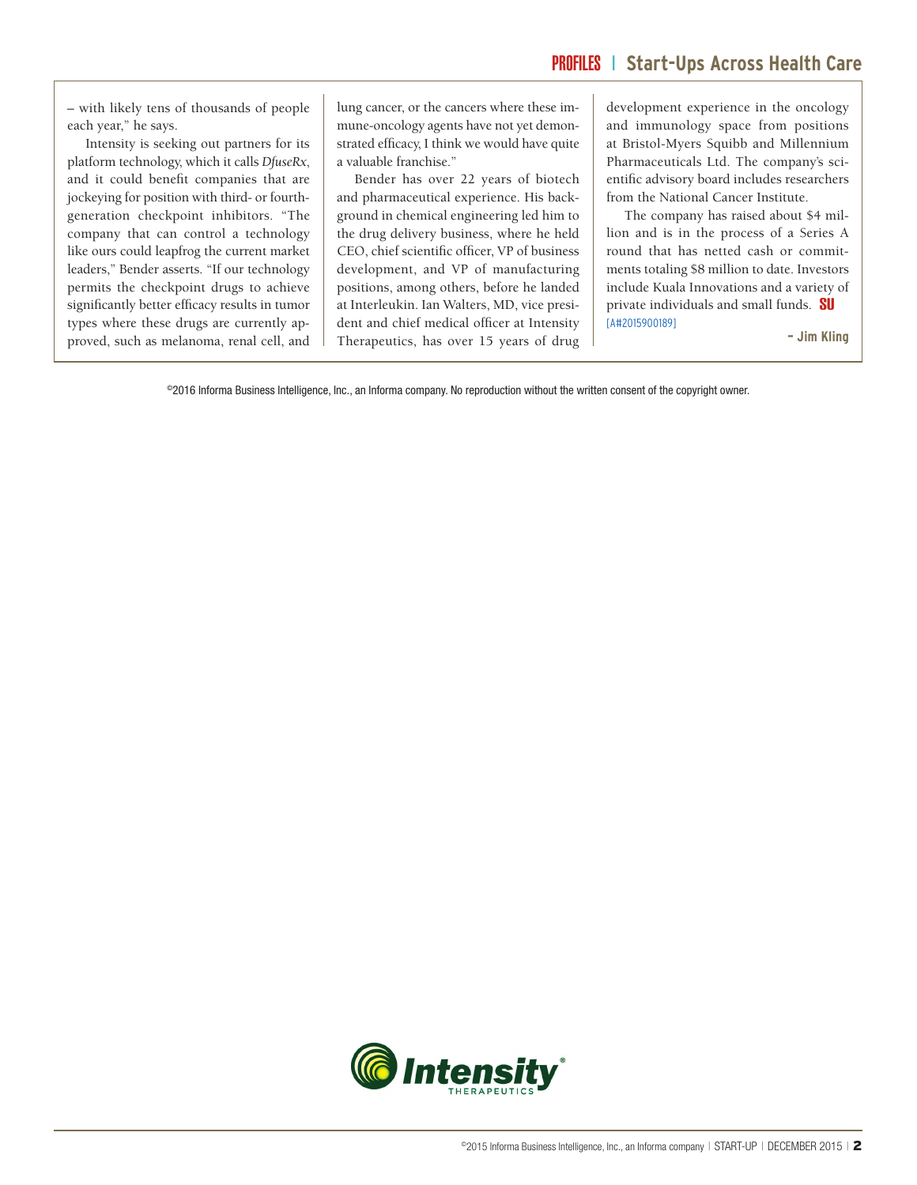– with likely tens of thousands of people each year," he says.

Intensity is seeking out partners for its platform technology, which it calls *DfuseRx*, and it could benefit companies that are jockeying for position with third- or fourth-generation checkpoint inhibitors. "The company that can control a technology like ours could leapfrog the current market leaders," Bender asserts. "If our technology permits the checkpoint drugs to achieve significantly better efficacy results in tumor types where these drugs are currently approved, such as melanoma, renal cell, and lung cancer, or the cancers where these immune-oncology agents have not yet demonstrated efficacy, I think we would have quite a valuable franchise."

Bender has over 22 years of biotech and pharmaceutical experience. His background in chemical engineering led him to the drug delivery business, where he held CEO, chief scientific officer, VP of business development, and VP of manufacturing positions, among others, before he landed at Interleukin. Ian Walters, MD, vice president and chief medical officer at Intensity Therapeutics, has over 15 years of drug development experience in the oncology and immunology space from positions at Bristol-Myers Squibb and Millennium Pharmaceuticals Ltd. The company's scientific advisory board includes researchers from the National Cancer Institute.

The company has raised about $4 million and is in the process of a Series A round that has netted cash or commitments totaling $8 million to date. Investors include Kuala Innovations and a variety of private individuals and small funds. **SU**

[A#2015900189]

**– Jim Kling**

©2016 Informa Business Intelligence, Inc., an Informa company. No reproduction without the written consent of the copyright owner.

Intensity® THERAPEUTICS